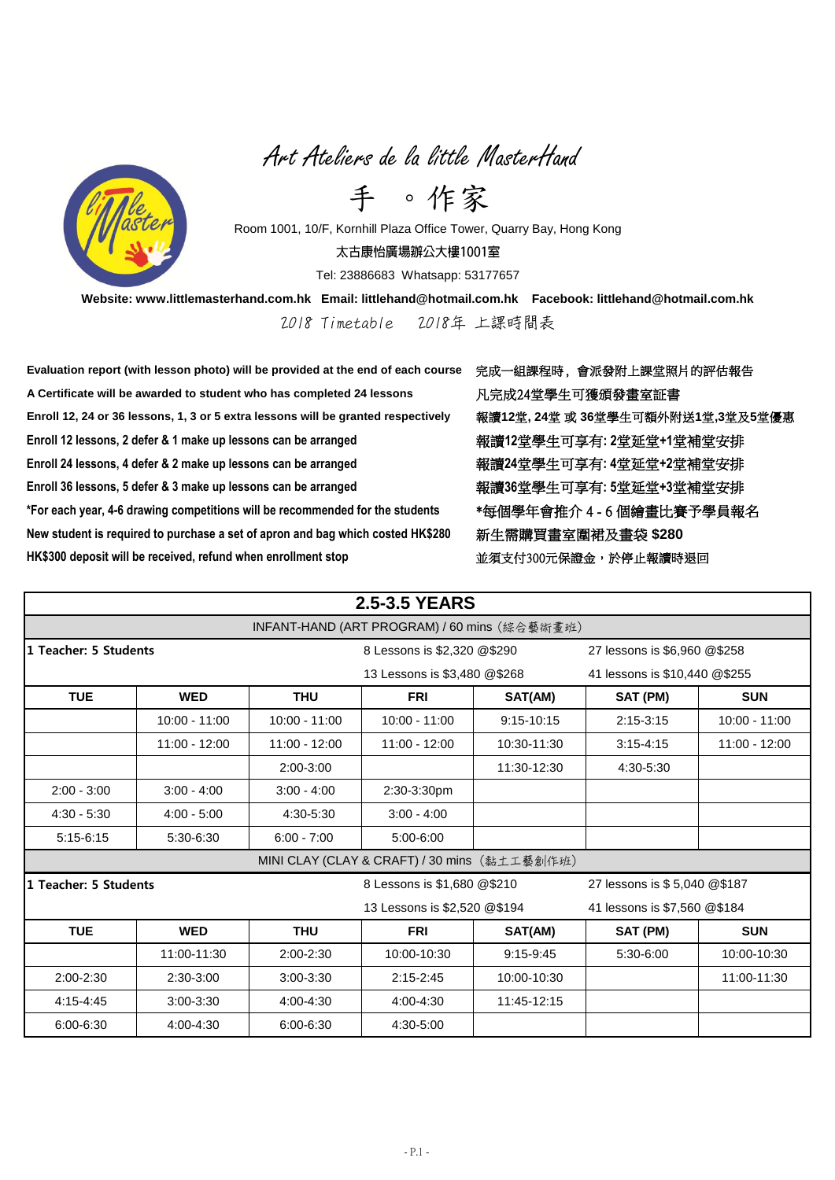# Art Ateliers de la little MasterHand

# 手 。作家

Room 1001, 10/F, Kornhill Plaza Office Tower, Quarry Bay, Hong Kong

太古康怡廣場辦公大樓1001室

Tel: 23886683 Whatsapp: 53177657

**Website: www.littlemasterhand.com.hk Email: littlehand@hotmail.com.hk Facebook: littlehand@hotmail.com.hk**

2018 Timetable 2018年 上課時間表

**Evaluation report (with lesson photo) will be provided at the end of each course**
完成一組課程時，會派發附上課堂照片的評估報告

**A Certificate will be awarded to student who has completed 24 lessons**
凡完成24堂學生可獲頒發畫室証書

**Enroll 12, 24 or 36 lessons, 1, 3 or 5 extra lessons will be granted respectively**
報讀12堂, 24堂 或 36堂學生可額外附送1堂,3堂及5堂優惠

**Enroll 12 lessons, 2 defer & 1 make up lessons can be arranged**
報讀12堂學生可享有: 2堂延堂+1堂補堂安排

**Enroll 24 lessons, 4 defer & 2 make up lessons can be arranged**
報讀24堂學生可享有: 4堂延堂+2堂補堂安排

**Enroll 36 lessons, 5 defer & 3 make up lessons can be arranged**
報讀36堂學生可享有: 5堂延堂+3堂補堂安排

**\*For each year, 4-6 drawing competitions will be recommended for the students**
\*每個學年會推介 4 - 6 個繪畫比賽予學員報名

**New student is required to purchase a set of apron and bag which costed HK$280**
新生需購買畫室圍裙及畫袋 $280

**HK$300 deposit will be received, refund when enrollment stop**
並須支付300元保證金，於停止報讀時退回

## 2.5-3.5 YEARS

### INFANT-HAND (ART PROGRAM) / 60 mins (綜合藝術畫班)

**1 Teacher: 5 Students**

8 Lessons is $2,320 @$290 | 27 lessons is $6,960 @$258
13 Lessons is $3,480 @$268 | 41 lessons is $10,440 @$255

| TUE | WED | THU | FRI | SAT(AM) | SAT (PM) | SUN |
|---|---|---|---|---|---|---|
| | 10:00 - 11:00 | 10:00 - 11:00 | 10:00 - 11:00 | 9:15-10:15 | 2:15-3:15 | 10:00 - 11:00 |
| | 11:00 - 12:00 | 11:00 - 12:00 | 11:00 - 12:00 | 10:30-11:30 | 3:15-4:15 | 11:00 - 12:00 |
| | | 2:00-3:00 | | 11:30-12:30 | 4:30-5:30 | |
| 2:00 - 3:00 | 3:00 - 4:00 | 3:00 - 4:00 | 2:30-3:30pm | | | |
| 4:30 - 5:30 | 4:00 - 5:00 | 4:30-5:30 | 3:00 - 4:00 | | | |
| 5:15-6:15 | 5:30-6:30 | 6:00 - 7:00 | 5:00-6:00 | | | |

### MINI CLAY (CLAY & CRAFT) / 30 mins (黏土工藝創作班)

**1 Teacher: 5 Students**

8 Lessons is $1,680 @$210 | 27 lessons is $ 5,040 @$187
13 Lessons is $2,520 @$194 | 41 lessons is $7,560 @$184

| TUE | WED | THU | FRI | SAT(AM) | SAT (PM) | SUN |
|---|---|---|---|---|---|---|
| | 11:00-11:30 | 2:00-2:30 | 10:00-10:30 | 9:15-9:45 | 5:30-6:00 | 10:00-10:30 |
| 2:00-2:30 | 2:30-3:00 | 3:00-3:30 | 2:15-2:45 | 10:00-10:30 | | 11:00-11:30 |
| 4:15-4:45 | 3:00-3:30 | 4:00-4:30 | 4:00-4:30 | 11:45-12:15 | | |
| 6:00-6:30 | 4:00-4:30 | 6:00-6:30 | 4:30-5:00 | | | |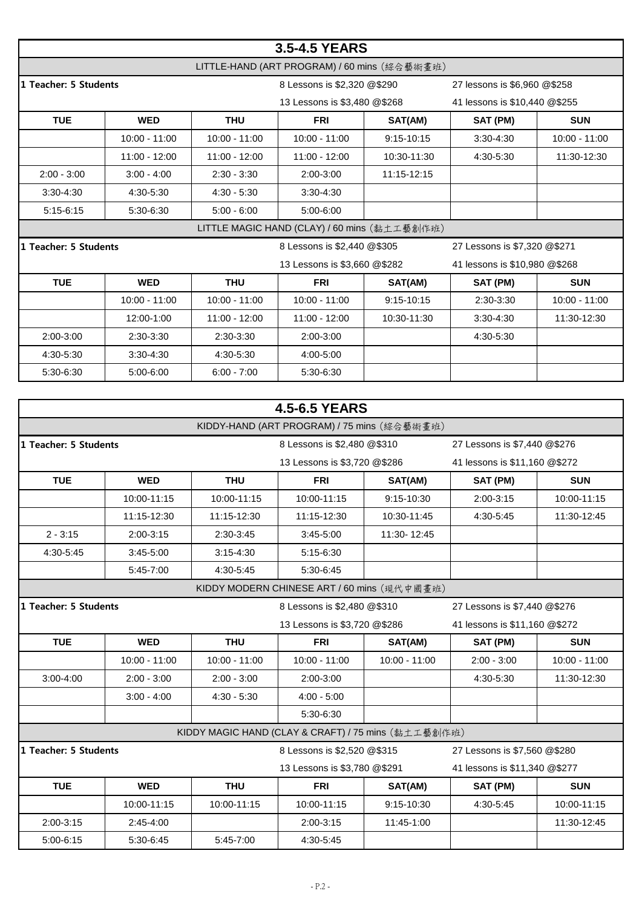## 3.5-4.5 YEARS

### LITTLE-HAND (ART PROGRAM) / 60 mins (綜合藝術畫班)

| **1 Teacher: 5 Students** | | | 8 Lessons is $2,320 @$290 | | 27 lessons is $6,960 @$258 | |
|---|---|---|---|---|---|---|
| | | | 13 Lessons is $3,480 @$268 | | 41 lessons is $10,440 @$255 | |
| **TUE** | **WED** | **THU** | **FRI** | **SAT(AM)** | **SAT (PM)** | **SUN** |
| | 10:00 - 11:00 | 10:00 - 11:00 | 10:00 - 11:00 | 9:15-10:15 | 3:30-4:30 | 10:00 - 11:00 |
| | 11:00 - 12:00 | 11:00 - 12:00 | 11:00 - 12:00 | 10:30-11:30 | 4:30-5:30 | 11:30-12:30 |
| 2:00 - 3:00 | 3:00 - 4:00 | 2:30 - 3:30 | 2:00-3:00 | 11:15-12:15 | | |
| 3:30-4:30 | 4:30-5:30 | 4:30 - 5:30 | 3:30-4:30 | | | |
| 5:15-6:15 | 5:30-6:30 | 5:00 - 6:00 | 5:00-6:00 | | | |

### LITTLE MAGIC HAND (CLAY) / 60 mins (黏土工藝創作班)

| **1 Teacher: 5 Students** | | | 8 Lessons is $2,440 @$305 | | 27 Lessons is $7,320 @$271 | |
|---|---|---|---|---|---|---|
| | | | 13 Lessons is $3,660 @$282 | | 41 lessons is $10,980 @$268 | |
| **TUE** | **WED** | **THU** | **FRI** | **SAT(AM)** | **SAT (PM)** | **SUN** |
| | 10:00 - 11:00 | 10:00 - 11:00 | 10:00 - 11:00 | 9:15-10:15 | 2:30-3:30 | 10:00 - 11:00 |
| | 12:00-1:00 | 11:00 - 12:00 | 11:00 - 12:00 | 10:30-11:30 | 3:30-4:30 | 11:30-12:30 |
| 2:00-3:00 | 2:30-3:30 | 2:30-3:30 | 2:00-3:00 | | 4:30-5:30 | |
| 4:30-5:30 | 3:30-4:30 | 4:30-5:30 | 4:00-5:00 | | | |
| 5:30-6:30 | 5:00-6:00 | 6:00 - 7:00 | 5:30-6:30 | | | |

## 4.5-6.5 YEARS

### KIDDY-HAND (ART PROGRAM) / 75 mins (綜合藝術畫班)

| **1 Teacher: 5 Students** | | | 8 Lessons is $2,480 @$310 | | 27 Lessons is $7,440 @$276 | |
|---|---|---|---|---|---|---|
| | | | 13 Lessons is $3,720 @$286 | | 41 lessons is $11,160 @$272 | |
| **TUE** | **WED** | **THU** | **FRI** | **SAT(AM)** | **SAT (PM)** | **SUN** |
| | 10:00-11:15 | 10:00-11:15 | 10:00-11:15 | 9:15-10:30 | 2:00-3:15 | 10:00-11:15 |
| | 11:15-12:30 | 11:15-12:30 | 11:15-12:30 | 10:30-11:45 | 4:30-5:45 | 11:30-12:45 |
| 2 - 3:15 | 2:00-3:15 | 2:30-3:45 | 3:45-5:00 | 11:30- 12:45 | | |
| 4:30-5:45 | 3:45-5:00 | 3:15-4:30 | 5:15-6:30 | | | |
| | 5:45-7:00 | 4:30-5:45 | 5:30-6:45 | | | |

### KIDDY MODERN CHINESE ART / 60 mins (現代中國畫班)

| **1 Teacher: 5 Students** | | | 8 Lessons is $2,480 @$310 | | 27 Lessons is $7,440 @$276 | |
|---|---|---|---|---|---|---|
| | | | 13 Lessons is $3,720 @$286 | | 41 lessons is $11,160 @$272 | |
| **TUE** | **WED** | **THU** | **FRI** | **SAT(AM)** | **SAT (PM)** | **SUN** |
| | 10:00 - 11:00 | 10:00 - 11:00 | 10:00 - 11:00 | 10:00 - 11:00 | 2:00 - 3:00 | 10:00 - 11:00 |
| 3:00-4:00 | 2:00 - 3:00 | 2:00 - 3:00 | 2:00-3:00 | | 4:30-5:30 | 11:30-12:30 |
| | 3:00 - 4:00 | 4:30 - 5:30 | 4:00 - 5:00 | | | |
| | | | 5:30-6:30 | | | |

### KIDDY MAGIC HAND (CLAY & CRAFT) / 75 mins (黏土工藝創作班)

| **1 Teacher: 5 Students** | | | 8 Lessons is $2,520 @$315 | | 27 Lessons is $7,560 @$280 | |
|---|---|---|---|---|---|---|
| | | | 13 Lessons is $3,780 @$291 | | 41 lessons is $11,340 @$277 | |
| **TUE** | **WED** | **THU** | **FRI** | **SAT(AM)** | **SAT (PM)** | **SUN** |
| | 10:00-11:15 | 10:00-11:15 | 10:00-11:15 | 9:15-10:30 | 4:30-5:45 | 10:00-11:15 |
| 2:00-3:15 | 2:45-4:00 | | 2:00-3:15 | 11:45-1:00 | | 11:30-12:45 |
| 5:00-6:15 | 5:30-6:45 | 5:45-7:00 | 4:30-5:45 | | | |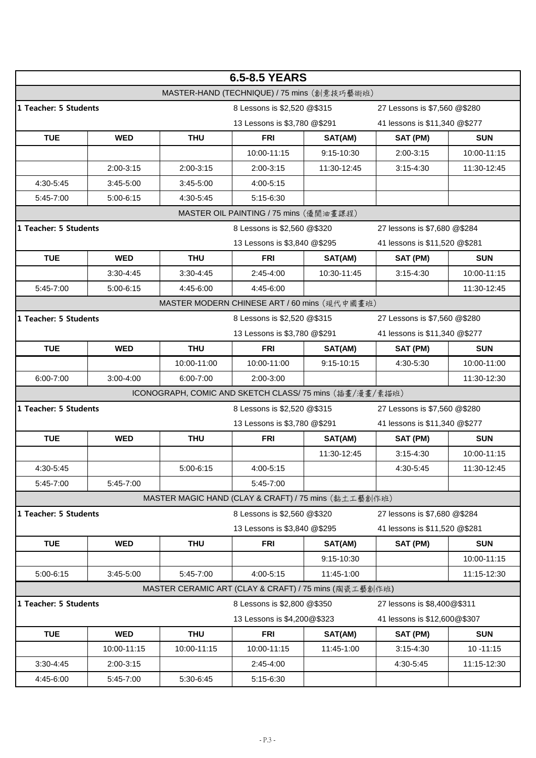# 6.5-8.5 YEARS

## MASTER-HAND (TECHNIQUE) / 75 mins (創意技巧藝術班)

| 1 Teacher: 5 Students | | | 8 Lessons is $2,520 @$315 | | 27 Lessons is $7,560 @$280 | |
|---|---|---|---|---|---|---|
| | | | 13 Lessons is $3,780 @$291 | | 41 lessons is $11,340 @$277 | |
| **TUE** | **WED** | **THU** | **FRI** | **SAT(AM)** | **SAT (PM)** | **SUN** |
| | | | 10:00-11:15 | 9:15-10:30 | 2:00-3:15 | 10:00-11:15 |
| | 2:00-3:15 | 2:00-3:15 | 2:00-3:15 | 11:30-12:45 | 3:15-4:30 | 11:30-12:45 |
| 4:30-5:45 | 3:45-5:00 | 3:45-5:00 | 4:00-5:15 | | | |
| 5:45-7:00 | 5:00-6:15 | 4:30-5:45 | 5:15-6:30 | | | |

## MASTER OIL PAINTING / 75 mins (優閒油畫課程)

| 1 Teacher: 5 Students | | | 8 Lessons is $2,560 @$320 | | 27 lessons is $7,680 @$284 | |
|---|---|---|---|---|---|---|
| | | | 13 Lessons is $3,840 @$295 | | 41 lessons is $11,520 @$281 | |
| **TUE** | **WED** | **THU** | **FRI** | **SAT(AM)** | **SAT (PM)** | **SUN** |
| | 3:30-4:45 | 3:30-4:45 | 2:45-4:00 | 10:30-11:45 | 3:15-4:30 | 10:00-11:15 |
| 5:45-7:00 | 5:00-6:15 | 4:45-6:00 | 4:45-6:00 | | | 11:30-12:45 |

## MASTER MODERN CHINESE ART / 60 mins (現代中國畫班)

| 1 Teacher: 5 Students | | | 8 Lessons is $2,520 @$315 | | 27 Lessons is $7,560 @$280 | |
|---|---|---|---|---|---|---|
| | | | 13 Lessons is $3,780 @$291 | | 41 lessons is $11,340 @$277 | |
| **TUE** | **WED** | **THU** | **FRI** | **SAT(AM)** | **SAT (PM)** | **SUN** |
| | | 10:00-11:00 | 10:00-11:00 | 9:15-10:15 | 4:30-5:30 | 10:00-11:00 |
| 6:00-7:00 | 3:00-4:00 | 6:00-7:00 | 2:00-3:00 | | | 11:30-12:30 |

## ICONOGRAPH, COMIC AND SKETCH CLASS/ 75 mins (插畫/漫畫/素描班)

| 1 Teacher: 5 Students | | | 8 Lessons is $2,520 @$315 | | 27 Lessons is $7,560 @$280 | |
|---|---|---|---|---|---|---|
| | | | 13 Lessons is $3,780 @$291 | | 41 lessons is $11,340 @$277 | |
| **TUE** | **WED** | **THU** | **FRI** | **SAT(AM)** | **SAT (PM)** | **SUN** |
| | | | | 11:30-12:45 | 3:15-4:30 | 10:00-11:15 |
| 4:30-5:45 | | 5:00-6:15 | 4:00-5:15 | | 4:30-5:45 | 11:30-12:45 |
| 5:45-7:00 | 5:45-7:00 | | 5:45-7:00 | | | |

## MASTER MAGIC HAND (CLAY & CRAFT) / 75 mins (黏土工藝創作班)

| 1 Teacher: 5 Students | | | 8 Lessons is $2,560 @$320 | | 27 lessons is $7,680 @$284 | |
|---|---|---|---|---|---|---|
| | | | 13 Lessons is $3,840 @$295 | | 41 lessons is $11,520 @$281 | |
| **TUE** | **WED** | **THU** | **FRI** | **SAT(AM)** | **SAT (PM)** | **SUN** |
| | | | | 9:15-10:30 | | 10:00-11:15 |
| 5:00-6:15 | 3:45-5:00 | 5:45-7:00 | 4:00-5:15 | 11:45-1:00 | | 11:15-12:30 |

## MASTER CERAMIC ART (CLAY & CRAFT) / 75 mins (陶瓷工藝創作班)

| 1 Teacher: 5 Students | | | 8 Lessons is $2,800 @$350 | | 27 lessons is $8,400@$311 | |
|---|---|---|---|---|---|---|
| | | | 13 Lessons is $4,200@$323 | | 41 lessons is $12,600@$307 | |
| **TUE** | **WED** | **THU** | **FRI** | **SAT(AM)** | **SAT (PM)** | **SUN** |
| | 10:00-11:15 | 10:00-11:15 | 10:00-11:15 | 11:45-1:00 | 3:15-4:30 | 10 -11:15 |
| 3:30-4:45 | 2:00-3:15 | | 2:45-4:00 | | 4:30-5:45 | 11:15-12:30 |
| 4:45-6:00 | 5:45-7:00 | 5:30-6:45 | 5:15-6:30 | | | |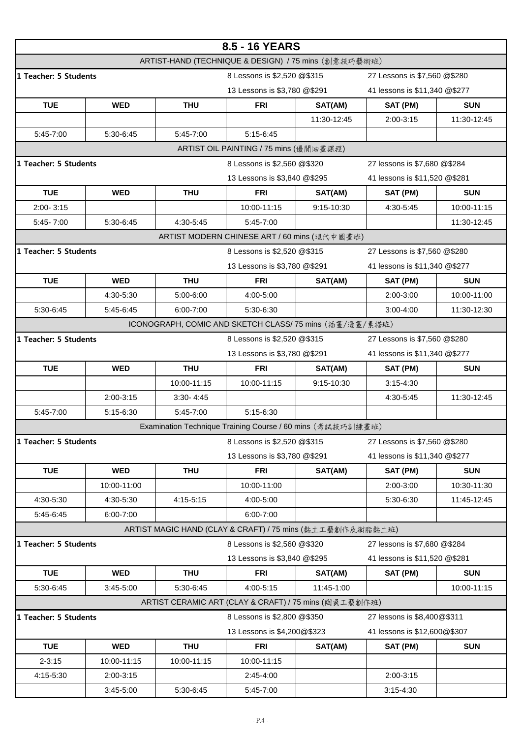# 8.5 - 16 YEARS

## ARTIST-HAND (TECHNIQUE & DESIGN) / 75 mins (創意技巧藝術班)

**1 Teacher: 5 Students**

8 Lessons is $2,520 @$315 | 27 Lessons is $7,560 @$280

13 Lessons is $3,780 @$291 | 41 lessons is $11,340 @$277

| TUE | WED | THU | FRI | SAT(AM) | SAT (PM) | SUN |
|---|---|---|---|---|---|---|
| | | | | 11:30-12:45 | 2:00-3:15 | 11:30-12:45 |
| 5:45-7:00 | 5:30-6:45 | 5:45-7:00 | 5:15-6:45 | | | |

## ARTIST OIL PAINTING / 75 mins (優閒油畫課程)

**1 Teacher: 5 Students**

8 Lessons is $2,560 @$320 | 27 lessons is $7,680 @$284

13 Lessons is $3,840 @$295 | 41 lessons is $11,520 @$281

| TUE | WED | THU | FRI | SAT(AM) | SAT (PM) | SUN |
|---|---|---|---|---|---|---|
| 2:00- 3:15 | | | 10:00-11:15 | 9:15-10:30 | 4:30-5:45 | 10:00-11:15 |
| 5:45- 7:00 | 5:30-6:45 | 4:30-5:45 | 5:45-7:00 | | | 11:30-12:45 |

## ARTIST MODERN CHINESE ART / 60 mins (現代中國畫班)

**1 Teacher: 5 Students**

8 Lessons is $2,520 @$315 | 27 Lessons is $7,560 @$280

13 Lessons is $3,780 @$291 | 41 lessons is $11,340 @$277

| TUE | WED | THU | FRI | SAT(AM) | SAT (PM) | SUN |
|---|---|---|---|---|---|---|
| | 4:30-5:30 | 5:00-6:00 | 4:00-5:00 | | 2:00-3:00 | 10:00-11:00 |
| 5:30-6:45 | 5:45-6:45 | 6:00-7:00 | 5:30-6:30 | | 3:00-4:00 | 11:30-12:30 |

## ICONOGRAPH, COMIC AND SKETCH CLASS/ 75 mins (插畫/漫畫/素描班)

**1 Teacher: 5 Students**

8 Lessons is $2,520 @$315 | 27 Lessons is $7,560 @$280

13 Lessons is $3,780 @$291 | 41 lessons is $11,340 @$277

| TUE | WED | THU | FRI | SAT(AM) | SAT (PM) | SUN |
|---|---|---|---|---|---|---|
| | | 10:00-11:15 | 10:00-11:15 | 9:15-10:30 | 3:15-4:30 | |
| | 2:00-3:15 | 3:30- 4:45 | | | 4:30-5:45 | 11:30-12:45 |
| 5:45-7:00 | 5:15-6:30 | 5:45-7:00 | 5:15-6:30 | | | |

## Examination Technique Training Course / 60 mins (考試技巧訓練畫班)

**1 Teacher: 5 Students**

8 Lessons is $2,520 @$315 | 27 Lessons is $7,560 @$280

13 Lessons is $3,780 @$291 | 41 lessons is $11,340 @$277

| TUE | WED | THU | FRI | SAT(AM) | SAT (PM) | SUN |
|---|---|---|---|---|---|---|
| | 10:00-11:00 | | 10:00-11:00 | | 2:00-3:00 | 10:30-11:30 |
| 4:30-5:30 | 4:30-5:30 | 4:15-5:15 | 4:00-5:00 | | 5:30-6:30 | 11:45-12:45 |
| 5:45-6:45 | 6:00-7:00 | | 6:00-7:00 | | | |

## ARTIST MAGIC HAND (CLAY & CRAFT) / 75 mins (黏土工藝創作及樹脂黏土班)

**1 Teacher: 5 Students**

8 Lessons is $2,560 @$320 | 27 lessons is $7,680 @$284

13 Lessons is $3,840 @$295 | 41 lessons is $11,520 @$281

| TUE | WED | THU | FRI | SAT(AM) | SAT (PM) | SUN |
|---|---|---|---|---|---|---|
| 5:30-6:45 | 3:45-5:00 | 5:30-6:45 | 4:00-5:15 | 11:45-1:00 | | 10:00-11:15 |

## ARTIST CERAMIC ART (CLAY & CRAFT) / 75 mins (陶瓷工藝創作班)

**1 Teacher: 5 Students**

8 Lessons is $2,800 @$350 | 27 lessons is $8,400@$311

13 Lessons is $4,200@$323 | 41 lessons is $12,600@$307

| TUE | WED | THU | FRI | SAT(AM) | SAT (PM) | SUN |
|---|---|---|---|---|---|---|
| 2-3:15 | 10:00-11:15 | 10:00-11:15 | 10:00-11:15 | | | |
| 4:15-5:30 | 2:00-3:15 | | 2:45-4:00 | | 2:00-3:15 | |
| | 3:45-5:00 | 5:30-6:45 | 5:45-7:00 | | 3:15-4:30 | |